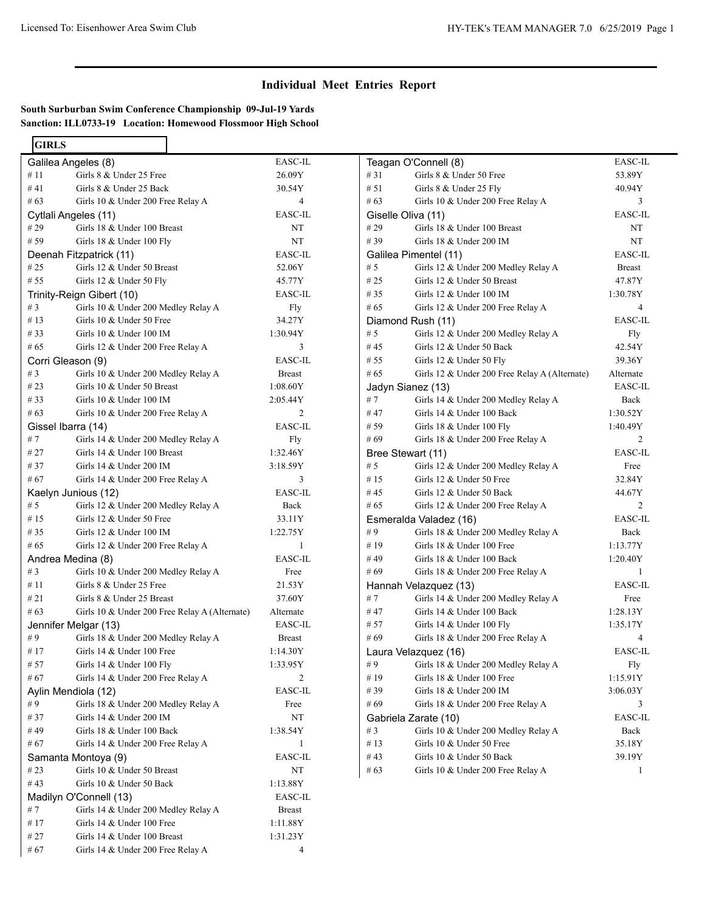# Individual Meet Entries Report

**South Surburban Swim Conference Championship 09-Jul-19 Yards**
**Sanction: ILL0733-19 Location: Homewood Flossmoor High School**

## GIRLS

| Event # | Event | Seed/Entry |
|---|---|---|
| **Galilea Angeles (8)** | | **EASC-IL** |
| # 11 | Girls 8 & Under 25 Free | 26.09Y |
| # 41 | Girls 8 & Under 25 Back | 30.54Y |
| # 63 | Girls 10 & Under 200 Free Relay A | 4 |
| **Cytlali Angeles (11)** | | **EASC-IL** |
| # 29 | Girls 18 & Under 100 Breast | NT |
| # 59 | Girls 18 & Under 100 Fly | NT |
| **Deenah Fitzpatrick (11)** | | **EASC-IL** |
| # 25 | Girls 12 & Under 50 Breast | 52.06Y |
| # 55 | Girls 12 & Under 50 Fly | 45.77Y |
| **Trinity-Reign Gibert (10)** | | **EASC-IL** |
| # 3 | Girls 10 & Under 200 Medley Relay A | Fly |
| # 13 | Girls 10 & Under 50 Free | 34.27Y |
| # 33 | Girls 10 & Under 100 IM | 1:30.94Y |
| # 65 | Girls 12 & Under 200 Free Relay A | 3 |
| **Corri Gleason (9)** | | **EASC-IL** |
| # 3 | Girls 10 & Under 200 Medley Relay A | Breast |
| # 23 | Girls 10 & Under 50 Breast | 1:08.60Y |
| # 33 | Girls 10 & Under 100 IM | 2:05.44Y |
| # 63 | Girls 10 & Under 200 Free Relay A | 2 |
| **Gissel Ibarra (14)** | | **EASC-IL** |
| # 7 | Girls 14 & Under 200 Medley Relay A | Fly |
| # 27 | Girls 14 & Under 100 Breast | 1:32.46Y |
| # 37 | Girls 14 & Under 200 IM | 3:18.59Y |
| # 67 | Girls 14 & Under 200 Free Relay A | 3 |
| **Kaelyn Junious (12)** | | **EASC-IL** |
| # 5 | Girls 12 & Under 200 Medley Relay A | Back |
| # 15 | Girls 12 & Under 50 Free | 33.11Y |
| # 35 | Girls 12 & Under 100 IM | 1:22.75Y |
| # 65 | Girls 12 & Under 200 Free Relay A | 1 |
| **Andrea Medina (8)** | | **EASC-IL** |
| # 3 | Girls 10 & Under 200 Medley Relay A | Free |
| # 11 | Girls 8 & Under 25 Free | 21.53Y |
| # 21 | Girls 8 & Under 25 Breast | 37.60Y |
| # 63 | Girls 10 & Under 200 Free Relay A (Alternate) | Alternate |
| **Jennifer Melgar (13)** | | **EASC-IL** |
| # 9 | Girls 18 & Under 200 Medley Relay A | Breast |
| # 17 | Girls 14 & Under 100 Free | 1:14.30Y |
| # 57 | Girls 14 & Under 100 Fly | 1:33.95Y |
| # 67 | Girls 14 & Under 200 Free Relay A | 2 |
| **Aylin Mendiola (12)** | | **EASC-IL** |
| # 9 | Girls 18 & Under 200 Medley Relay A | Free |
| # 37 | Girls 14 & Under 200 IM | NT |
| # 49 | Girls 18 & Under 100 Back | 1:38.54Y |
| # 67 | Girls 14 & Under 200 Free Relay A | 1 |
| **Samanta Montoya (9)** | | **EASC-IL** |
| # 23 | Girls 10 & Under 50 Breast | NT |
| # 43 | Girls 10 & Under 50 Back | 1:13.88Y |
| **Madilyn O'Connell (13)** | | **EASC-IL** |
| # 7 | Girls 14 & Under 200 Medley Relay A | Breast |
| # 17 | Girls 14 & Under 100 Free | 1:11.88Y |
| # 27 | Girls 14 & Under 100 Breast | 1:31.23Y |
| # 67 | Girls 14 & Under 200 Free Relay A | 4 |
| **Teagan O'Connell (8)** | | **EASC-IL** |
| # 31 | Girls 8 & Under 50 Free | 53.89Y |
| # 51 | Girls 8 & Under 25 Fly | 40.94Y |
| # 63 | Girls 10 & Under 200 Free Relay A | 3 |
| **Giselle Oliva (11)** | | **EASC-IL** |
| # 29 | Girls 18 & Under 100 Breast | NT |
| # 39 | Girls 18 & Under 200 IM | NT |
| **Galilea Pimentel (11)** | | **EASC-IL** |
| # 5 | Girls 12 & Under 200 Medley Relay A | Breast |
| # 25 | Girls 12 & Under 50 Breast | 47.87Y |
| # 35 | Girls 12 & Under 100 IM | 1:30.78Y |
| # 65 | Girls 12 & Under 200 Free Relay A | 4 |
| **Diamond Rush (11)** | | **EASC-IL** |
| # 5 | Girls 12 & Under 200 Medley Relay A | Fly |
| # 45 | Girls 12 & Under 50 Back | 42.54Y |
| # 55 | Girls 12 & Under 50 Fly | 39.36Y |
| # 65 | Girls 12 & Under 200 Free Relay A (Alternate) | Alternate |
| **Jadyn Sianez (13)** | | **EASC-IL** |
| # 7 | Girls 14 & Under 200 Medley Relay A | Back |
| # 47 | Girls 14 & Under 100 Back | 1:30.52Y |
| # 59 | Girls 18 & Under 100 Fly | 1:40.49Y |
| # 69 | Girls 18 & Under 200 Free Relay A | 2 |
| **Bree Stewart (11)** | | **EASC-IL** |
| # 5 | Girls 12 & Under 200 Medley Relay A | Free |
| # 15 | Girls 12 & Under 50 Free | 32.84Y |
| # 45 | Girls 12 & Under 50 Back | 44.67Y |
| # 65 | Girls 12 & Under 200 Free Relay A | 2 |
| **Esmeralda Valadez (16)** | | **EASC-IL** |
| # 9 | Girls 18 & Under 200 Medley Relay A | Back |
| # 19 | Girls 18 & Under 100 Free | 1:13.77Y |
| # 49 | Girls 18 & Under 100 Back | 1:20.40Y |
| # 69 | Girls 18 & Under 200 Free Relay A | 1 |
| **Hannah Velazquez (13)** | | **EASC-IL** |
| # 7 | Girls 14 & Under 200 Medley Relay A | Free |
| # 47 | Girls 14 & Under 100 Back | 1:28.13Y |
| # 57 | Girls 14 & Under 100 Fly | 1:35.17Y |
| # 69 | Girls 18 & Under 200 Free Relay A | 4 |
| **Laura Velazquez (16)** | | **EASC-IL** |
| # 9 | Girls 18 & Under 200 Medley Relay A | Fly |
| # 19 | Girls 18 & Under 100 Free | 1:15.91Y |
| # 39 | Girls 18 & Under 200 IM | 3:06.03Y |
| # 69 | Girls 18 & Under 200 Free Relay A | 3 |
| **Gabriela Zarate (10)** | | **EASC-IL** |
| # 3 | Girls 10 & Under 200 Medley Relay A | Back |
| # 13 | Girls 10 & Under 50 Free | 35.18Y |
| # 43 | Girls 10 & Under 50 Back | 39.19Y |
| # 63 | Girls 10 & Under 200 Free Relay A | 1 |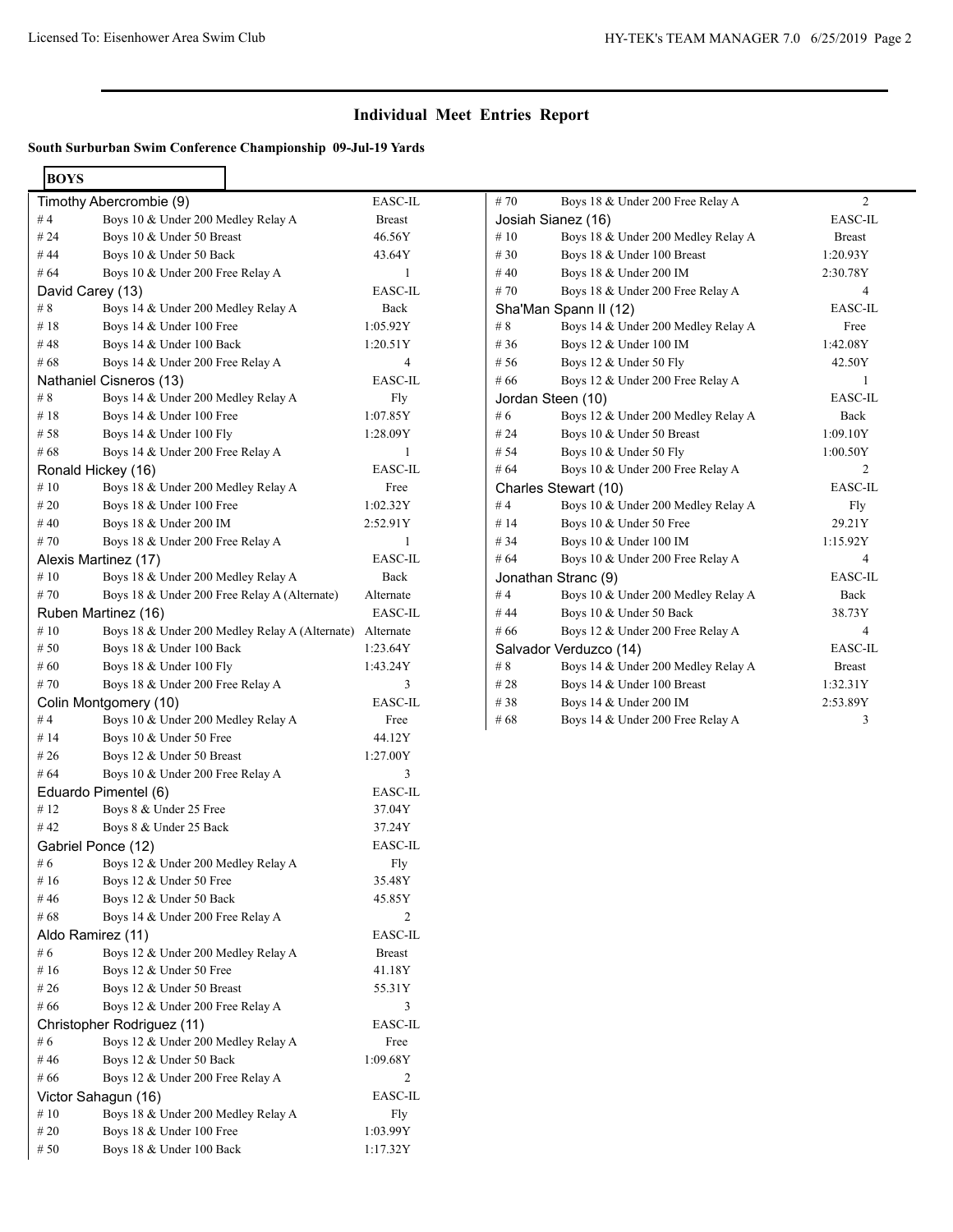## Individual Meet Entries Report

**South Surburban Swim Conference Championship 09-Jul-19 Yards**

**BOYS**

| Event | Description | Entry |
|---|---|---|
| **Timothy Abercrombie (9)** | | **EASC-IL** |
| # 4 | Boys 10 & Under 200 Medley Relay A | Breast |
| # 24 | Boys 10 & Under 50 Breast | 46.56Y |
| # 44 | Boys 10 & Under 50 Back | 43.64Y |
| # 64 | Boys 10 & Under 200 Free Relay A | 1 |
| **David Carey (13)** | | **EASC-IL** |
| # 8 | Boys 14 & Under 200 Medley Relay A | Back |
| # 18 | Boys 14 & Under 100 Free | 1:05.92Y |
| # 48 | Boys 14 & Under 100 Back | 1:20.51Y |
| # 68 | Boys 14 & Under 200 Free Relay A | 4 |
| **Nathaniel Cisneros (13)** | | **EASC-IL** |
| # 8 | Boys 14 & Under 200 Medley Relay A | Fly |
| # 18 | Boys 14 & Under 100 Free | 1:07.85Y |
| # 58 | Boys 14 & Under 100 Fly | 1:28.09Y |
| # 68 | Boys 14 & Under 200 Free Relay A | 1 |
| **Ronald Hickey (16)** | | **EASC-IL** |
| # 10 | Boys 18 & Under 200 Medley Relay A | Free |
| # 20 | Boys 18 & Under 100 Free | 1:02.32Y |
| # 40 | Boys 18 & Under 200 IM | 2:52.91Y |
| # 70 | Boys 18 & Under 200 Free Relay A | 1 |
| **Alexis Martinez (17)** | | **EASC-IL** |
| # 10 | Boys 18 & Under 200 Medley Relay A | Back |
| # 70 | Boys 18 & Under 200 Free Relay A (Alternate) | Alternate |
| **Ruben Martinez (16)** | | **EASC-IL** |
| # 10 | Boys 18 & Under 200 Medley Relay A (Alternate) | Alternate |
| # 50 | Boys 18 & Under 100 Back | 1:23.64Y |
| # 60 | Boys 18 & Under 100 Fly | 1:43.24Y |
| # 70 | Boys 18 & Under 200 Free Relay A | 3 |
| **Colin Montgomery (10)** | | **EASC-IL** |
| # 4 | Boys 10 & Under 200 Medley Relay A | Free |
| # 14 | Boys 10 & Under 50 Free | 44.12Y |
| # 26 | Boys 12 & Under 50 Breast | 1:27.00Y |
| # 64 | Boys 10 & Under 200 Free Relay A | 3 |
| **Eduardo Pimentel (6)** | | **EASC-IL** |
| # 12 | Boys 8 & Under 25 Free | 37.04Y |
| # 42 | Boys 8 & Under 25 Back | 37.24Y |
| **Gabriel Ponce (12)** | | **EASC-IL** |
| # 6 | Boys 12 & Under 200 Medley Relay A | Fly |
| # 16 | Boys 12 & Under 50 Free | 35.48Y |
| # 46 | Boys 12 & Under 50 Back | 45.85Y |
| # 68 | Boys 14 & Under 200 Free Relay A | 2 |
| **Aldo Ramirez (11)** | | **EASC-IL** |
| # 6 | Boys 12 & Under 200 Medley Relay A | Breast |
| # 16 | Boys 12 & Under 50 Free | 41.18Y |
| # 26 | Boys 12 & Under 50 Breast | 55.31Y |
| # 66 | Boys 12 & Under 200 Free Relay A | 3 |
| **Christopher Rodriguez (11)** | | **EASC-IL** |
| # 6 | Boys 12 & Under 200 Medley Relay A | Free |
| # 46 | Boys 12 & Under 50 Back | 1:09.68Y |
| # 66 | Boys 12 & Under 200 Free Relay A | 2 |
| **Victor Sahagun (16)** | | **EASC-IL** |
| # 10 | Boys 18 & Under 200 Medley Relay A | Fly |
| # 20 | Boys 18 & Under 100 Free | 1:03.99Y |
| # 50 | Boys 18 & Under 100 Back | 1:17.32Y |
| # 70 | Boys 18 & Under 200 Free Relay A | 2 |
| **Josiah Sianez (16)** | | **EASC-IL** |
| # 10 | Boys 18 & Under 200 Medley Relay A | Breast |
| # 30 | Boys 18 & Under 100 Breast | 1:20.93Y |
| # 40 | Boys 18 & Under 200 IM | 2:30.78Y |
| # 70 | Boys 18 & Under 200 Free Relay A | 4 |
| **Sha'Man Spann II (12)** | | **EASC-IL** |
| # 8 | Boys 14 & Under 200 Medley Relay A | Free |
| # 36 | Boys 12 & Under 100 IM | 1:42.08Y |
| # 56 | Boys 12 & Under 50 Fly | 42.50Y |
| # 66 | Boys 12 & Under 200 Free Relay A | 1 |
| **Jordan Steen (10)** | | **EASC-IL** |
| # 6 | Boys 12 & Under 200 Medley Relay A | Back |
| # 24 | Boys 10 & Under 50 Breast | 1:09.10Y |
| # 54 | Boys 10 & Under 50 Fly | 1:00.50Y |
| # 64 | Boys 10 & Under 200 Free Relay A | 2 |
| **Charles Stewart (10)** | | **EASC-IL** |
| # 4 | Boys 10 & Under 200 Medley Relay A | Fly |
| # 14 | Boys 10 & Under 50 Free | 29.21Y |
| # 34 | Boys 10 & Under 100 IM | 1:15.92Y |
| # 64 | Boys 10 & Under 200 Free Relay A | 4 |
| **Jonathan Stranc (9)** | | **EASC-IL** |
| # 4 | Boys 10 & Under 200 Medley Relay A | Back |
| # 44 | Boys 10 & Under 50 Back | 38.73Y |
| # 66 | Boys 12 & Under 200 Free Relay A | 4 |
| **Salvador Verduzco (14)** | | **EASC-IL** |
| # 8 | Boys 14 & Under 200 Medley Relay A | Breast |
| # 28 | Boys 14 & Under 100 Breast | 1:32.31Y |
| # 38 | Boys 14 & Under 200 IM | 2:53.89Y |
| # 68 | Boys 14 & Under 200 Free Relay A | 3 |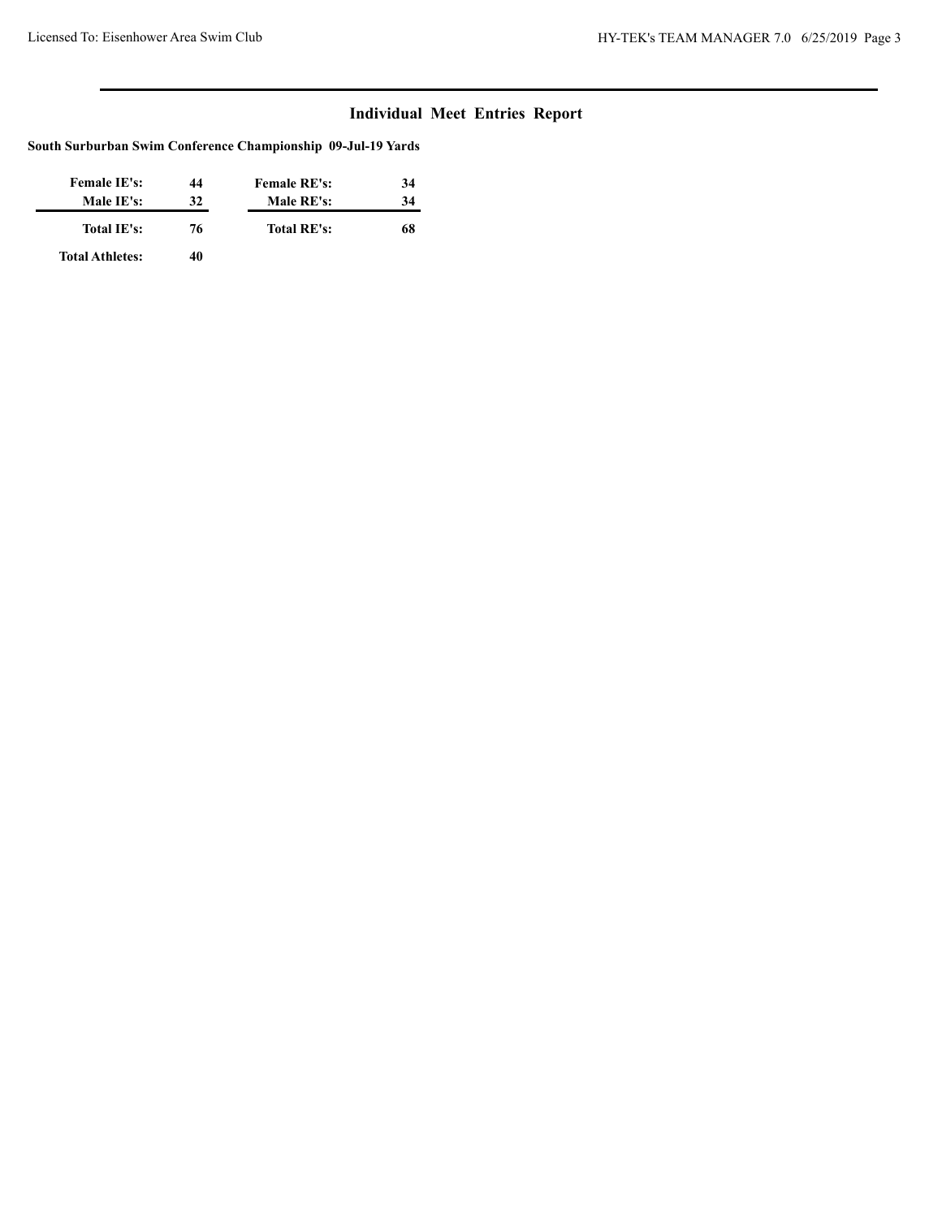## Individual Meet Entries Report

**South Surburban Swim Conference Championship 09-Jul-19 Yards**

| | | | |
|---|---|---|---|
| **Female IE's:** | **44** | **Female RE's:** | **34** |
| **Male IE's:** | **32** | **Male RE's:** | **34** |
| **Total IE's:** | **76** | **Total RE's:** | **68** |
| **Total Athletes:** | **40** | | |